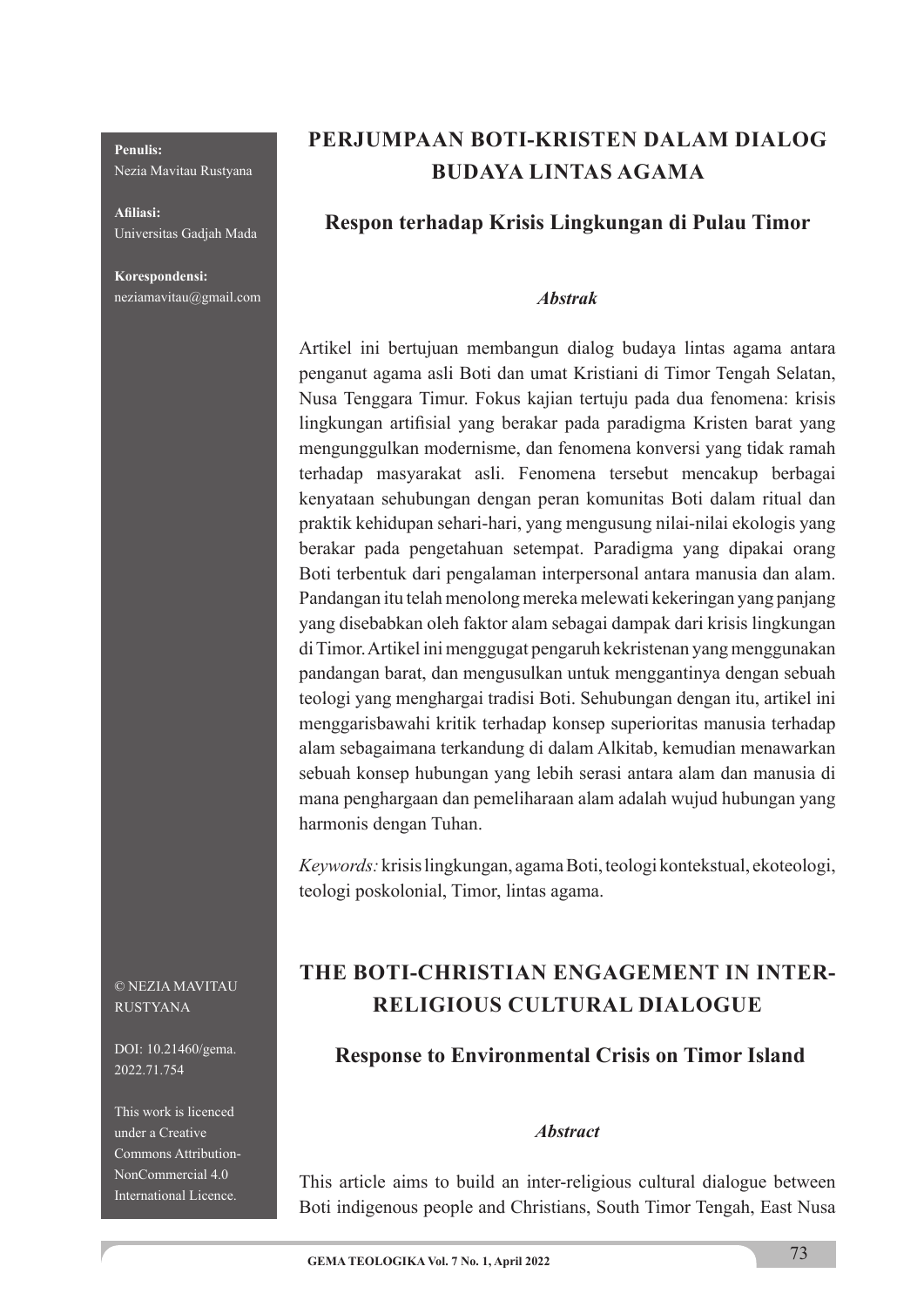**Penulis:**
Nezia Mavitau Rustyana

**Afiliasi:**
Universitas Gadjah Mada

**Korespondensi:**
neziamavitau@gmail.com

# PERJUMPAAN BOTI-KRISTEN DALAM DIALOG BUDAYA LINTAS AGAMA

## Respon terhadap Krisis Lingkungan di Pulau Timor

### *Abstrak*

Artikel ini bertujuan membangun dialog budaya lintas agama antara penganut agama asli Boti dan umat Kristiani di Timor Tengah Selatan, Nusa Tenggara Timur. Fokus kajian tertuju pada dua fenomena: krisis lingkungan artifisial yang berakar pada paradigma Kristen barat yang mengunggulkan modernisme, dan fenomena konversi yang tidak ramah terhadap masyarakat asli. Fenomena tersebut mencakup berbagai kenyataan sehubungan dengan peran komunitas Boti dalam ritual dan praktik kehidupan sehari-hari, yang mengusung nilai-nilai ekologis yang berakar pada pengetahuan setempat. Paradigma yang dipakai orang Boti terbentuk dari pengalaman interpersonal antara manusia dan alam. Pandangan itu telah menolong mereka melewati kekeringan yang panjang yang disebabkan oleh faktor alam sebagai dampak dari krisis lingkungan di Timor. Artikel ini menggugat pengaruh kekristenan yang menggunakan pandangan barat, dan mengusulkan untuk menggantinya dengan sebuah teologi yang menghargai tradisi Boti. Sehubungan dengan itu, artikel ini menggarisbawahi kritik terhadap konsep superioritas manusia terhadap alam sebagaimana terkandung di dalam Alkitab, kemudian menawarkan sebuah konsep hubungan yang lebih serasi antara alam dan manusia di mana penghargaan dan pemeliharaan alam adalah wujud hubungan yang harmonis dengan Tuhan.

*Keywords:* krisis lingkungan, agama Boti, teologi kontekstual, ekoteologi, teologi poskolonial, Timor, lintas agama.

# THE BOTI-CHRISTIAN ENGAGEMENT IN INTER-RELIGIOUS CULTURAL DIALOGUE

## Response to Environmental Crisis on Timor Island

### *Abstract*

This article aims to build an inter-religious cultural dialogue between Boti indigenous people and Christians, South Timor Tengah, East Nusa

© NEZIA MAVITAU RUSTYANA

DOI: 10.21460/gema.2022.71.754

This work is licenced under a Creative Commons Attribution-NonCommercial 4.0 International Licence.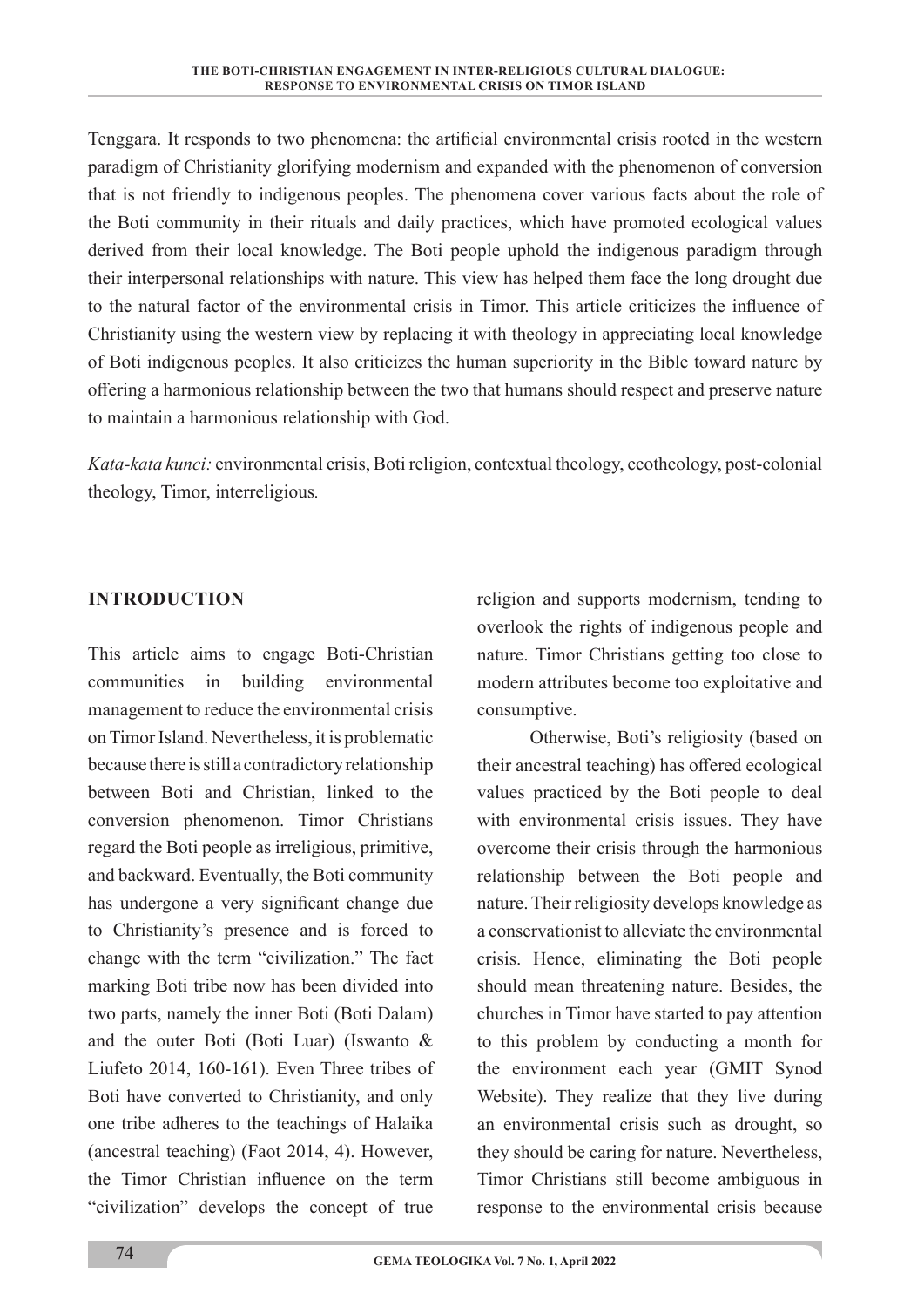Tenggara. It responds to two phenomena: the artificial environmental crisis rooted in the western paradigm of Christianity glorifying modernism and expanded with the phenomenon of conversion that is not friendly to indigenous peoples. The phenomena cover various facts about the role of the Boti community in their rituals and daily practices, which have promoted ecological values derived from their local knowledge. The Boti people uphold the indigenous paradigm through their interpersonal relationships with nature. This view has helped them face the long drought due to the natural factor of the environmental crisis in Timor. This article criticizes the influence of Christianity using the western view by replacing it with theology in appreciating local knowledge of Boti indigenous peoples. It also criticizes the human superiority in the Bible toward nature by offering a harmonious relationship between the two that humans should respect and preserve nature to maintain a harmonious relationship with God.

*Kata-kata kunci:* environmental crisis, Boti religion, contextual theology, ecotheology, post-colonial theology, Timor, interreligious*.*

## INTRODUCTION

This article aims to engage Boti-Christian communities in building environmental management to reduce the environmental crisis on Timor Island. Nevertheless, it is problematic because there is still a contradictory relationship between Boti and Christian, linked to the conversion phenomenon. Timor Christians regard the Boti people as irreligious, primitive, and backward. Eventually, the Boti community has undergone a very significant change due to Christianity's presence and is forced to change with the term "civilization." The fact marking Boti tribe now has been divided into two parts, namely the inner Boti (Boti Dalam) and the outer Boti (Boti Luar) (Iswanto & Liufeto 2014, 160-161). Even Three tribes of Boti have converted to Christianity, and only one tribe adheres to the teachings of Halaika (ancestral teaching) (Faot 2014, 4). However, the Timor Christian influence on the term "civilization" develops the concept of true religion and supports modernism, tending to overlook the rights of indigenous people and nature. Timor Christians getting too close to modern attributes become too exploitative and consumptive.

Otherwise, Boti's religiosity (based on their ancestral teaching) has offered ecological values practiced by the Boti people to deal with environmental crisis issues. They have overcome their crisis through the harmonious relationship between the Boti people and nature. Their religiosity develops knowledge as a conservationist to alleviate the environmental crisis. Hence, eliminating the Boti people should mean threatening nature. Besides, the churches in Timor have started to pay attention to this problem by conducting a month for the environment each year (GMIT Synod Website). They realize that they live during an environmental crisis such as drought, so they should be caring for nature. Nevertheless, Timor Christians still become ambiguous in response to the environmental crisis because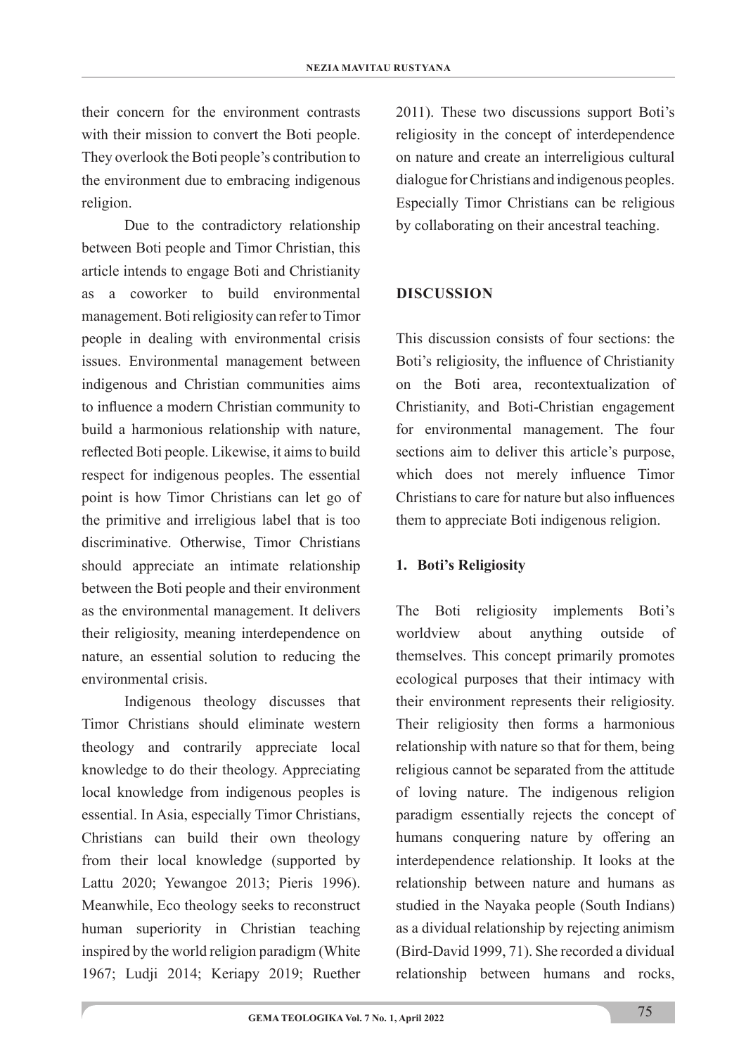their concern for the environment contrasts with their mission to convert the Boti people. They overlook the Boti people's contribution to the environment due to embracing indigenous religion.

Due to the contradictory relationship between Boti people and Timor Christian, this article intends to engage Boti and Christianity as a coworker to build environmental management. Boti religiosity can refer to Timor people in dealing with environmental crisis issues. Environmental management between indigenous and Christian communities aims to influence a modern Christian community to build a harmonious relationship with nature, reflected Boti people. Likewise, it aims to build respect for indigenous peoples. The essential point is how Timor Christians can let go of the primitive and irreligious label that is too discriminative. Otherwise, Timor Christians should appreciate an intimate relationship between the Boti people and their environment as the environmental management. It delivers their religiosity, meaning interdependence on nature, an essential solution to reducing the environmental crisis.

Indigenous theology discusses that Timor Christians should eliminate western theology and contrarily appreciate local knowledge to do their theology. Appreciating local knowledge from indigenous peoples is essential. In Asia, especially Timor Christians, Christians can build their own theology from their local knowledge (supported by Lattu 2020; Yewangoe 2013; Pieris 1996). Meanwhile, Eco theology seeks to reconstruct human superiority in Christian teaching inspired by the world religion paradigm (White 1967; Ludji 2014; Keriapy 2019; Ruether 2011). These two discussions support Boti's religiosity in the concept of interdependence on nature and create an interreligious cultural dialogue for Christians and indigenous peoples. Especially Timor Christians can be religious by collaborating on their ancestral teaching.

## DISCUSSION

This discussion consists of four sections: the Boti's religiosity, the influence of Christianity on the Boti area, recontextualization of Christianity, and Boti-Christian engagement for environmental management. The four sections aim to deliver this article's purpose, which does not merely influence Timor Christians to care for nature but also influences them to appreciate Boti indigenous religion.

### 1. Boti's Religiosity

The Boti religiosity implements Boti's worldview about anything outside of themselves. This concept primarily promotes ecological purposes that their intimacy with their environment represents their religiosity. Their religiosity then forms a harmonious relationship with nature so that for them, being religious cannot be separated from the attitude of loving nature. The indigenous religion paradigm essentially rejects the concept of humans conquering nature by offering an interdependence relationship. It looks at the relationship between nature and humans as studied in the Nayaka people (South Indians) as a dividual relationship by rejecting animism (Bird-David 1999, 71). She recorded a dividual relationship between humans and rocks,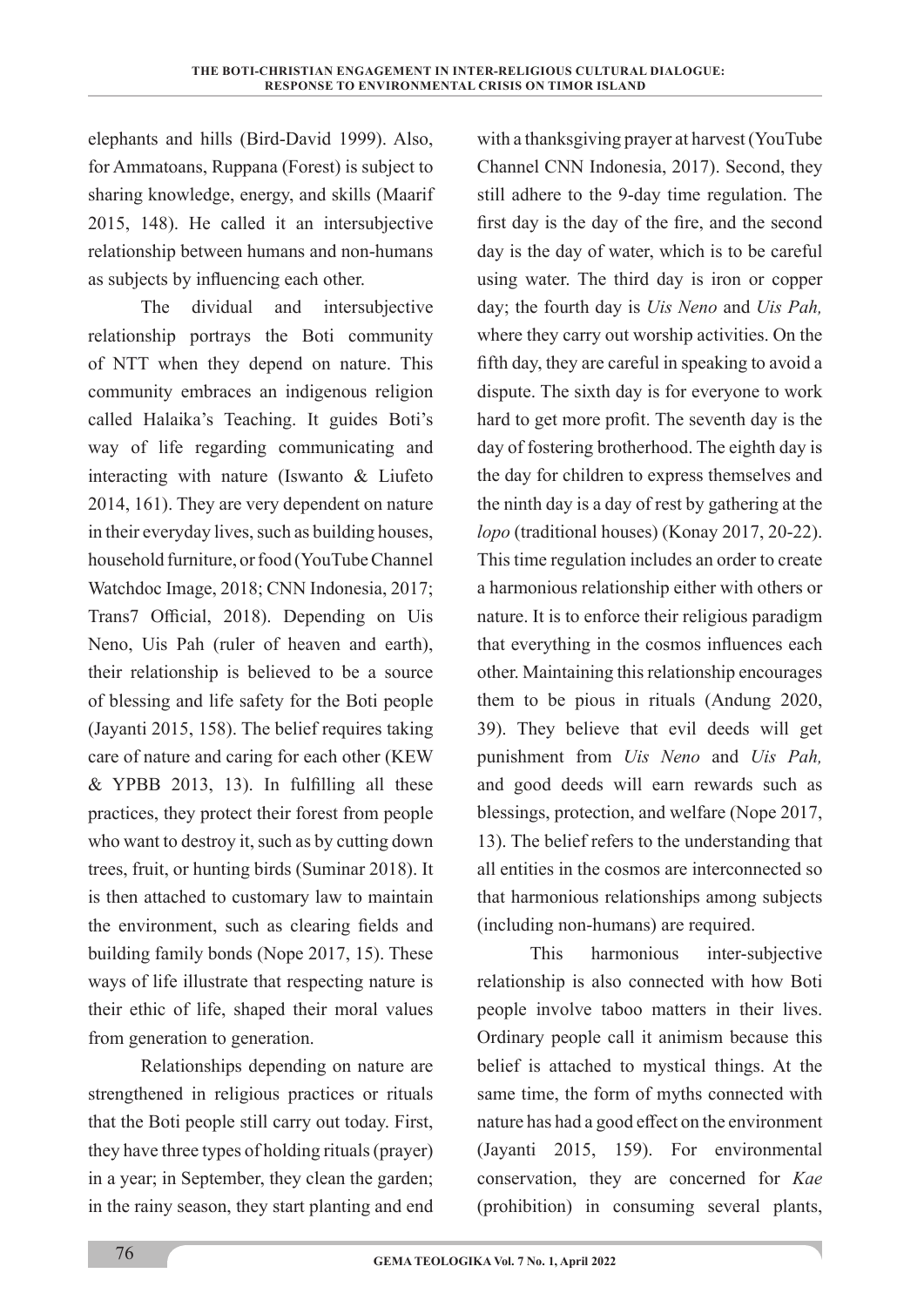elephants and hills (Bird-David 1999). Also, for Ammatoans, Ruppana (Forest) is subject to sharing knowledge, energy, and skills (Maarif 2015, 148). He called it an intersubjective relationship between humans and non-humans as subjects by influencing each other.

The dividual and intersubjective relationship portrays the Boti community of NTT when they depend on nature. This community embraces an indigenous religion called Halaika's Teaching. It guides Boti's way of life regarding communicating and interacting with nature (Iswanto & Liufeto 2014, 161). They are very dependent on nature in their everyday lives, such as building houses, household furniture, or food (YouTube Channel Watchdoc Image, 2018; CNN Indonesia, 2017; Trans7 Official, 2018). Depending on Uis Neno, Uis Pah (ruler of heaven and earth), their relationship is believed to be a source of blessing and life safety for the Boti people (Jayanti 2015, 158). The belief requires taking care of nature and caring for each other (KEW & YPBB 2013, 13). In fulfilling all these practices, they protect their forest from people who want to destroy it, such as by cutting down trees, fruit, or hunting birds (Suminar 2018). It is then attached to customary law to maintain the environment, such as clearing fields and building family bonds (Nope 2017, 15). These ways of life illustrate that respecting nature is their ethic of life, shaped their moral values from generation to generation.

Relationships depending on nature are strengthened in religious practices or rituals that the Boti people still carry out today. First, they have three types of holding rituals (prayer) in a year; in September, they clean the garden; in the rainy season, they start planting and end with a thanksgiving prayer at harvest (YouTube Channel CNN Indonesia, 2017). Second, they still adhere to the 9-day time regulation. The first day is the day of the fire, and the second day is the day of water, which is to be careful using water. The third day is iron or copper day; the fourth day is *Uis Neno* and *Uis Pah,* where they carry out worship activities. On the fifth day, they are careful in speaking to avoid a dispute. The sixth day is for everyone to work hard to get more profit. The seventh day is the day of fostering brotherhood. The eighth day is the day for children to express themselves and the ninth day is a day of rest by gathering at the *lopo* (traditional houses) (Konay 2017, 20-22). This time regulation includes an order to create a harmonious relationship either with others or nature. It is to enforce their religious paradigm that everything in the cosmos influences each other. Maintaining this relationship encourages them to be pious in rituals (Andung 2020, 39). They believe that evil deeds will get punishment from *Uis Neno* and *Uis Pah,* and good deeds will earn rewards such as blessings, protection, and welfare (Nope 2017, 13). The belief refers to the understanding that all entities in the cosmos are interconnected so that harmonious relationships among subjects (including non-humans) are required.

This harmonious inter-subjective relationship is also connected with how Boti people involve taboo matters in their lives. Ordinary people call it animism because this belief is attached to mystical things. At the same time, the form of myths connected with nature has had a good effect on the environment (Jayanti 2015, 159). For environmental conservation, they are concerned for *Kae* (prohibition) in consuming several plants,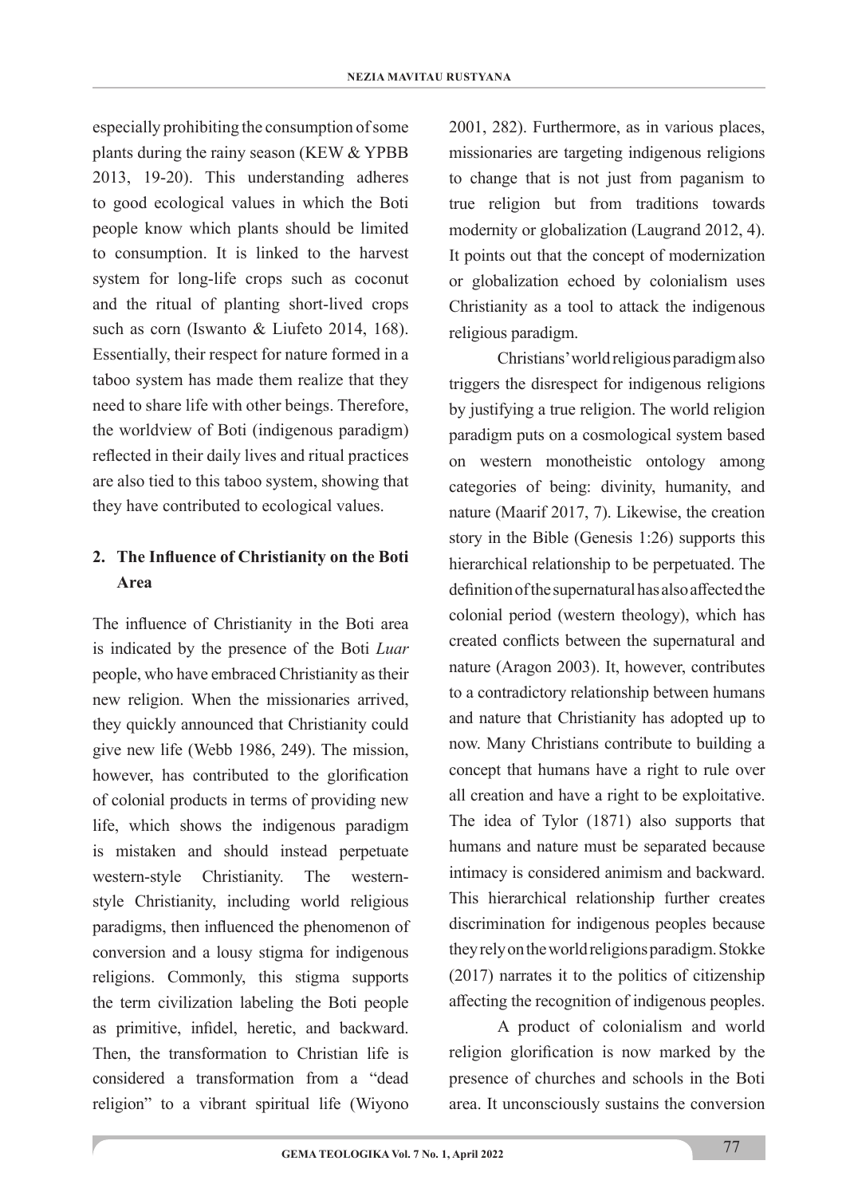especially prohibiting the consumption of some plants during the rainy season (KEW & YPBB 2013, 19-20). This understanding adheres to good ecological values in which the Boti people know which plants should be limited to consumption. It is linked to the harvest system for long-life crops such as coconut and the ritual of planting short-lived crops such as corn (Iswanto & Liufeto 2014, 168). Essentially, their respect for nature formed in a taboo system has made them realize that they need to share life with other beings. Therefore, the worldview of Boti (indigenous paradigm) reflected in their daily lives and ritual practices are also tied to this taboo system, showing that they have contributed to ecological values.

## 2. The Influence of Christianity on the Boti Area

The influence of Christianity in the Boti area is indicated by the presence of the Boti *Luar* people, who have embraced Christianity as their new religion. When the missionaries arrived, they quickly announced that Christianity could give new life (Webb 1986, 249). The mission, however, has contributed to the glorification of colonial products in terms of providing new life, which shows the indigenous paradigm is mistaken and should instead perpetuate western-style Christianity. The western-style Christianity, including world religious paradigms, then influenced the phenomenon of conversion and a lousy stigma for indigenous religions. Commonly, this stigma supports the term civilization labeling the Boti people as primitive, infidel, heretic, and backward. Then, the transformation to Christian life is considered a transformation from a "dead religion" to a vibrant spiritual life (Wiyono 2001, 282). Furthermore, as in various places, missionaries are targeting indigenous religions to change that is not just from paganism to true religion but from traditions towards modernity or globalization (Laugrand 2012, 4). It points out that the concept of modernization or globalization echoed by colonialism uses Christianity as a tool to attack the indigenous religious paradigm.

Christians' world religious paradigm also triggers the disrespect for indigenous religions by justifying a true religion. The world religion paradigm puts on a cosmological system based on western monotheistic ontology among categories of being: divinity, humanity, and nature (Maarif 2017, 7). Likewise, the creation story in the Bible (Genesis 1:26) supports this hierarchical relationship to be perpetuated. The definition of the supernatural has also affected the colonial period (western theology), which has created conflicts between the supernatural and nature (Aragon 2003). It, however, contributes to a contradictory relationship between humans and nature that Christianity has adopted up to now. Many Christians contribute to building a concept that humans have a right to rule over all creation and have a right to be exploitative. The idea of Tylor (1871) also supports that humans and nature must be separated because intimacy is considered animism and backward. This hierarchical relationship further creates discrimination for indigenous peoples because they rely on the world religions paradigm. Stokke (2017) narrates it to the politics of citizenship affecting the recognition of indigenous peoples.

A product of colonialism and world religion glorification is now marked by the presence of churches and schools in the Boti area. It unconsciously sustains the conversion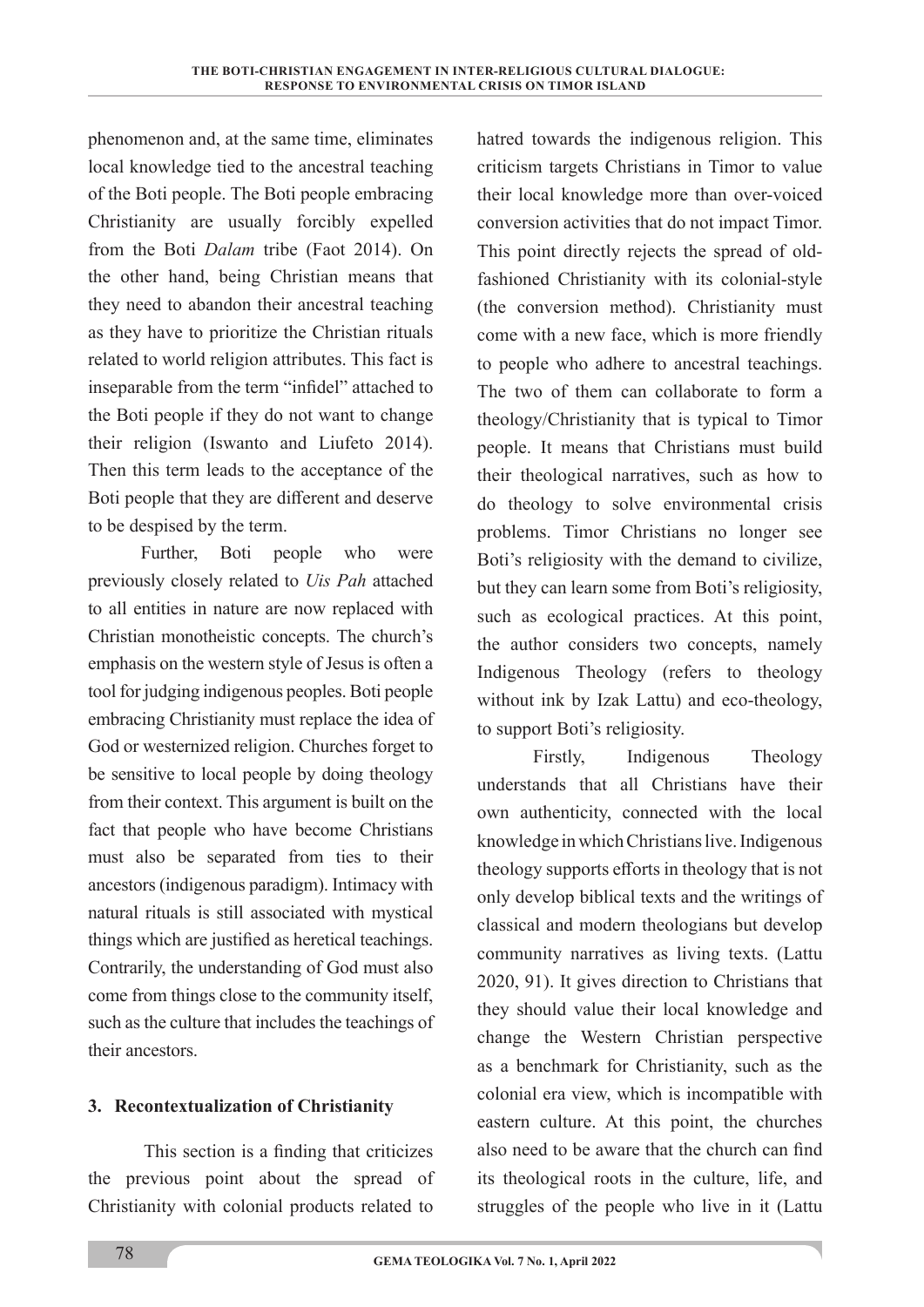phenomenon and, at the same time, eliminates local knowledge tied to the ancestral teaching of the Boti people. The Boti people embracing Christianity are usually forcibly expelled from the Boti *Dalam* tribe (Faot 2014). On the other hand, being Christian means that they need to abandon their ancestral teaching as they have to prioritize the Christian rituals related to world religion attributes. This fact is inseparable from the term "infidel" attached to the Boti people if they do not want to change their religion (Iswanto and Liufeto 2014). Then this term leads to the acceptance of the Boti people that they are different and deserve to be despised by the term.

Further, Boti people who were previously closely related to *Uis Pah* attached to all entities in nature are now replaced with Christian monotheistic concepts. The church's emphasis on the western style of Jesus is often a tool for judging indigenous peoples. Boti people embracing Christianity must replace the idea of God or westernized religion. Churches forget to be sensitive to local people by doing theology from their context. This argument is built on the fact that people who have become Christians must also be separated from ties to their ancestors (indigenous paradigm). Intimacy with natural rituals is still associated with mystical things which are justified as heretical teachings. Contrarily, the understanding of God must also come from things close to the community itself, such as the culture that includes the teachings of their ancestors.

## 3. Recontextualization of Christianity

This section is a finding that criticizes the previous point about the spread of Christianity with colonial products related to hatred towards the indigenous religion. This criticism targets Christians in Timor to value their local knowledge more than over-voiced conversion activities that do not impact Timor. This point directly rejects the spread of old-fashioned Christianity with its colonial-style (the conversion method). Christianity must come with a new face, which is more friendly to people who adhere to ancestral teachings. The two of them can collaborate to form a theology/Christianity that is typical to Timor people. It means that Christians must build their theological narratives, such as how to do theology to solve environmental crisis problems. Timor Christians no longer see Boti's religiosity with the demand to civilize, but they can learn some from Boti's religiosity, such as ecological practices. At this point, the author considers two concepts, namely Indigenous Theology (refers to theology without ink by Izak Lattu) and eco-theology, to support Boti's religiosity.

Firstly, Indigenous Theology understands that all Christians have their own authenticity, connected with the local knowledge in which Christians live. Indigenous theology supports efforts in theology that is not only develop biblical texts and the writings of classical and modern theologians but develop community narratives as living texts. (Lattu 2020, 91). It gives direction to Christians that they should value their local knowledge and change the Western Christian perspective as a benchmark for Christianity, such as the colonial era view, which is incompatible with eastern culture. At this point, the churches also need to be aware that the church can find its theological roots in the culture, life, and struggles of the people who live in it (Lattu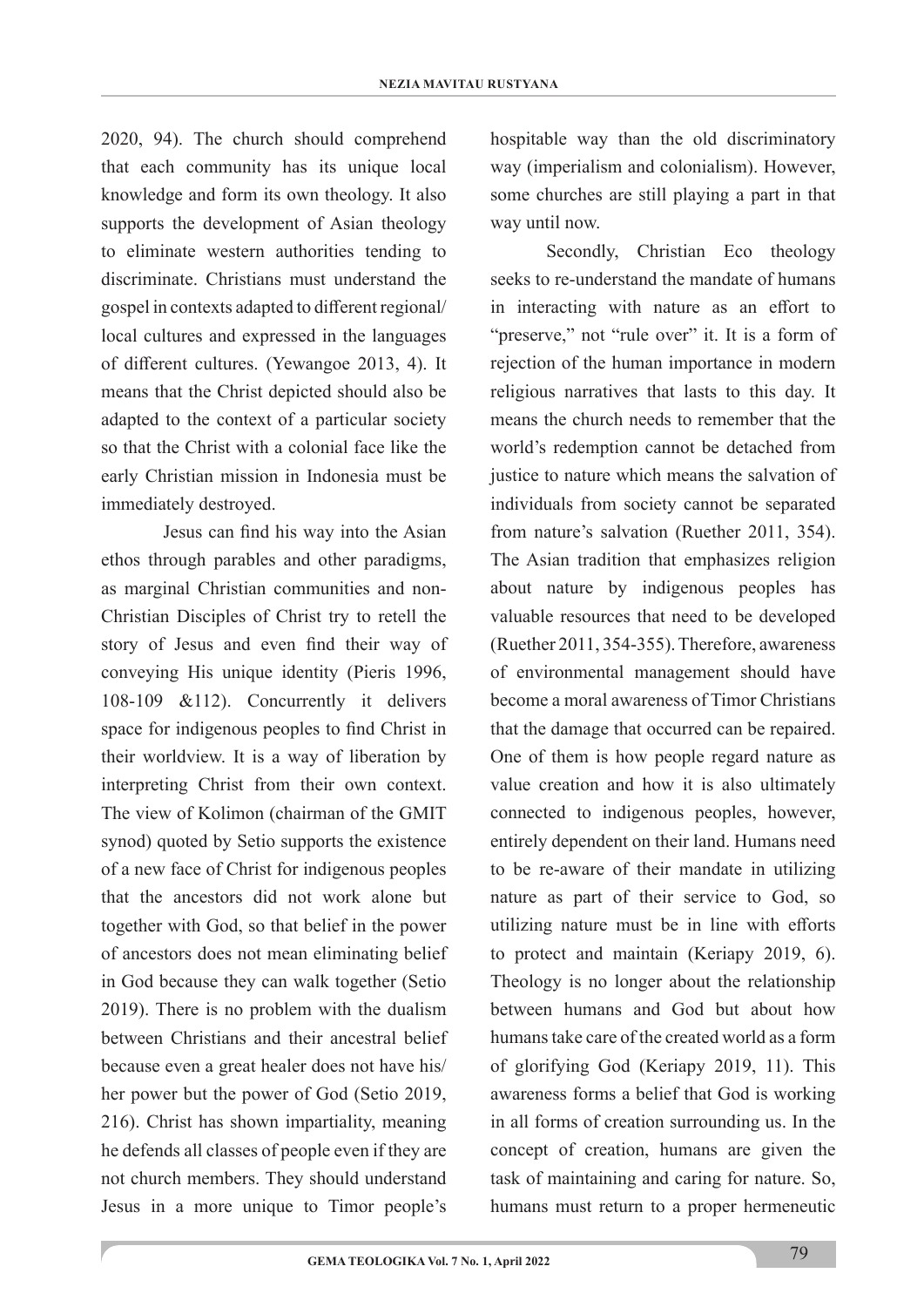2020, 94). The church should comprehend that each community has its unique local knowledge and form its own theology. It also supports the development of Asian theology to eliminate western authorities tending to discriminate. Christians must understand the gospel in contexts adapted to different regional/local cultures and expressed in the languages of different cultures. (Yewangoe 2013, 4). It means that the Christ depicted should also be adapted to the context of a particular society so that the Christ with a colonial face like the early Christian mission in Indonesia must be immediately destroyed.

Jesus can find his way into the Asian ethos through parables and other paradigms, as marginal Christian communities and non-Christian Disciples of Christ try to retell the story of Jesus and even find their way of conveying His unique identity (Pieris 1996, 108-109 &112). Concurrently it delivers space for indigenous peoples to find Christ in their worldview. It is a way of liberation by interpreting Christ from their own context. The view of Kolimon (chairman of the GMIT synod) quoted by Setio supports the existence of a new face of Christ for indigenous peoples that the ancestors did not work alone but together with God, so that belief in the power of ancestors does not mean eliminating belief in God because they can walk together (Setio 2019). There is no problem with the dualism between Christians and their ancestral belief because even a great healer does not have his/her power but the power of God (Setio 2019, 216). Christ has shown impartiality, meaning he defends all classes of people even if they are not church members. They should understand Jesus in a more unique to Timor people's hospitable way than the old discriminatory way (imperialism and colonialism). However, some churches are still playing a part in that way until now.

Secondly, Christian Eco theology seeks to re-understand the mandate of humans in interacting with nature as an effort to "preserve," not "rule over" it. It is a form of rejection of the human importance in modern religious narratives that lasts to this day. It means the church needs to remember that the world's redemption cannot be detached from justice to nature which means the salvation of individuals from society cannot be separated from nature's salvation (Ruether 2011, 354). The Asian tradition that emphasizes religion about nature by indigenous peoples has valuable resources that need to be developed (Ruether 2011, 354-355). Therefore, awareness of environmental management should have become a moral awareness of Timor Christians that the damage that occurred can be repaired. One of them is how people regard nature as value creation and how it is also ultimately connected to indigenous peoples, however, entirely dependent on their land. Humans need to be re-aware of their mandate in utilizing nature as part of their service to God, so utilizing nature must be in line with efforts to protect and maintain (Keriapy 2019, 6). Theology is no longer about the relationship between humans and God but about how humans take care of the created world as a form of glorifying God (Keriapy 2019, 11). This awareness forms a belief that God is working in all forms of creation surrounding us. In the concept of creation, humans are given the task of maintaining and caring for nature. So, humans must return to a proper hermeneutic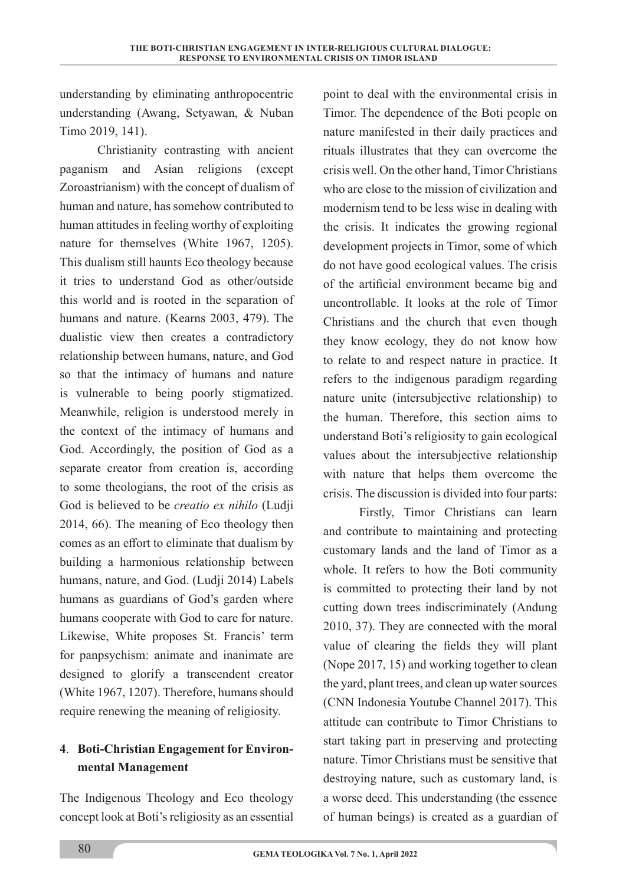understanding by eliminating anthropocentric understanding (Awang, Setyawan, & Nuban Timo 2019, 141).

Christianity contrasting with ancient paganism and Asian religions (except Zoroastrianism) with the concept of dualism of human and nature, has somehow contributed to human attitudes in feeling worthy of exploiting nature for themselves (White 1967, 1205). This dualism still haunts Eco theology because it tries to understand God as other/outside this world and is rooted in the separation of humans and nature. (Kearns 2003, 479). The dualistic view then creates a contradictory relationship between humans, nature, and God so that the intimacy of humans and nature is vulnerable to being poorly stigmatized. Meanwhile, religion is understood merely in the context of the intimacy of humans and God. Accordingly, the position of God as a separate creator from creation is, according to some theologians, the root of the crisis as God is believed to be *creatio ex nihilo* (Ludji 2014, 66). The meaning of Eco theology then comes as an effort to eliminate that dualism by building a harmonious relationship between humans, nature, and God. (Ludji 2014) Labels humans as guardians of God's garden where humans cooperate with God to care for nature. Likewise, White proposes St. Francis' term for panpsychism: animate and inanimate are designed to glorify a transcendent creator (White 1967, 1207). Therefore, humans should require renewing the meaning of religiosity.

## 4. Boti-Christian Engagement for Environmental Management

The Indigenous Theology and Eco theology concept look at Boti's religiosity as an essential point to deal with the environmental crisis in Timor. The dependence of the Boti people on nature manifested in their daily practices and rituals illustrates that they can overcome the crisis well. On the other hand, Timor Christians who are close to the mission of civilization and modernism tend to be less wise in dealing with the crisis. It indicates the growing regional development projects in Timor, some of which do not have good ecological values. The crisis of the artificial environment became big and uncontrollable. It looks at the role of Timor Christians and the church that even though they know ecology, they do not know how to relate to and respect nature in practice. It refers to the indigenous paradigm regarding nature unite (intersubjective relationship) to the human. Therefore, this section aims to understand Boti's religiosity to gain ecological values about the intersubjective relationship with nature that helps them overcome the crisis. The discussion is divided into four parts:

Firstly, Timor Christians can learn and contribute to maintaining and protecting customary lands and the land of Timor as a whole. It refers to how the Boti community is committed to protecting their land by not cutting down trees indiscriminately (Andung 2010, 37). They are connected with the moral value of clearing the fields they will plant (Nope 2017, 15) and working together to clean the yard, plant trees, and clean up water sources (CNN Indonesia Youtube Channel 2017). This attitude can contribute to Timor Christians to start taking part in preserving and protecting nature. Timor Christians must be sensitive that destroying nature, such as customary land, is a worse deed. This understanding (the essence of human beings) is created as a guardian of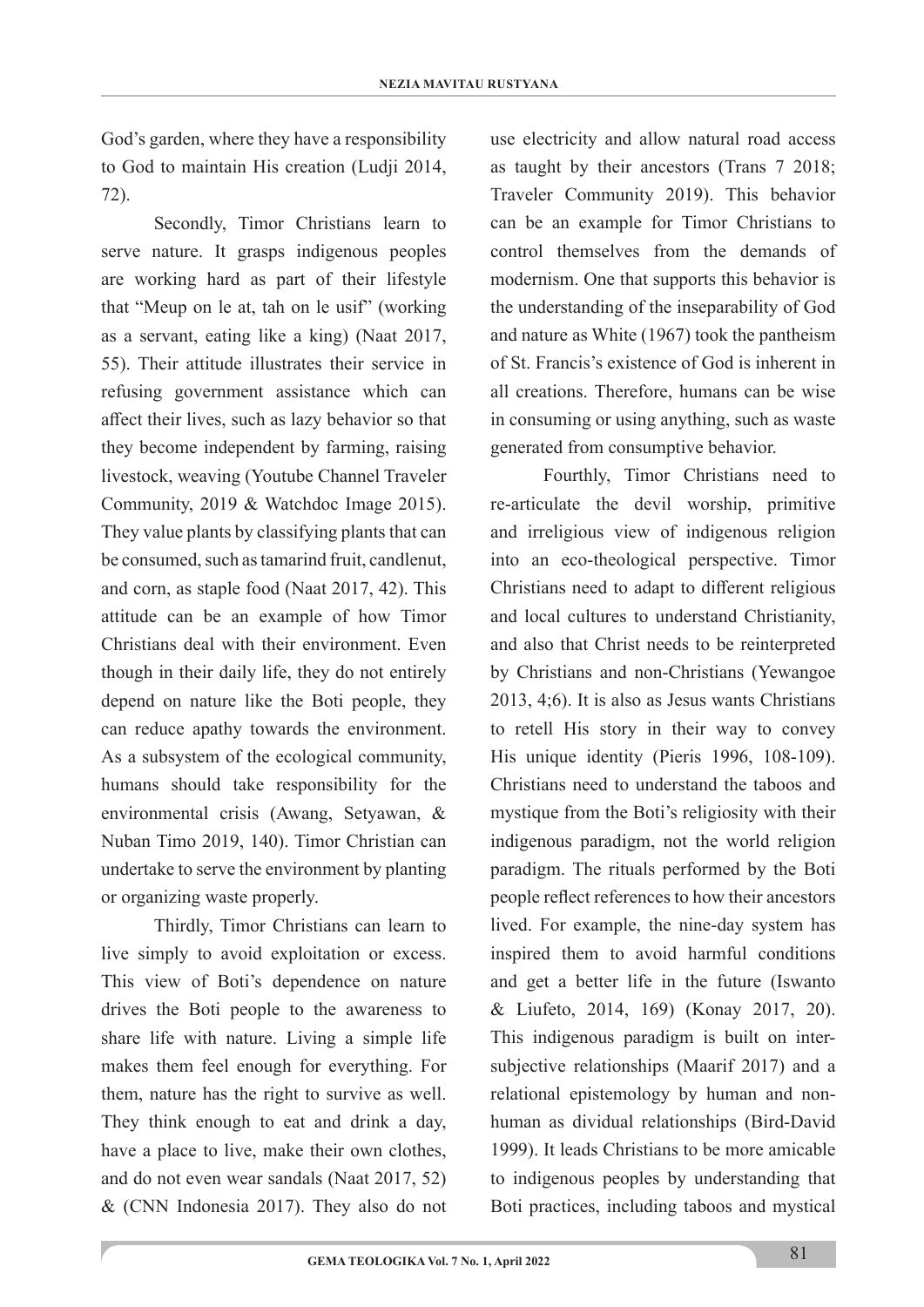God's garden, where they have a responsibility to God to maintain His creation (Ludji 2014, 72).

Secondly, Timor Christians learn to serve nature. It grasps indigenous peoples are working hard as part of their lifestyle that "Meup on le at, tah on le usif" (working as a servant, eating like a king) (Naat 2017, 55). Their attitude illustrates their service in refusing government assistance which can affect their lives, such as lazy behavior so that they become independent by farming, raising livestock, weaving (Youtube Channel Traveler Community, 2019 & Watchdoc Image 2015). They value plants by classifying plants that can be consumed, such as tamarind fruit, candlenut, and corn, as staple food (Naat 2017, 42). This attitude can be an example of how Timor Christians deal with their environment. Even though in their daily life, they do not entirely depend on nature like the Boti people, they can reduce apathy towards the environment. As a subsystem of the ecological community, humans should take responsibility for the environmental crisis (Awang, Setyawan, & Nuban Timo 2019, 140). Timor Christian can undertake to serve the environment by planting or organizing waste properly.

Thirdly, Timor Christians can learn to live simply to avoid exploitation or excess. This view of Boti's dependence on nature drives the Boti people to the awareness to share life with nature. Living a simple life makes them feel enough for everything. For them, nature has the right to survive as well. They think enough to eat and drink a day, have a place to live, make their own clothes, and do not even wear sandals (Naat 2017, 52) & (CNN Indonesia 2017). They also do not use electricity and allow natural road access as taught by their ancestors (Trans 7 2018; Traveler Community 2019). This behavior can be an example for Timor Christians to control themselves from the demands of modernism. One that supports this behavior is the understanding of the inseparability of God and nature as White (1967) took the pantheism of St. Francis's existence of God is inherent in all creations. Therefore, humans can be wise in consuming or using anything, such as waste generated from consumptive behavior.

Fourthly, Timor Christians need to re-articulate the devil worship, primitive and irreligious view of indigenous religion into an eco-theological perspective. Timor Christians need to adapt to different religious and local cultures to understand Christianity, and also that Christ needs to be reinterpreted by Christians and non-Christians (Yewangoe 2013, 4;6). It is also as Jesus wants Christians to retell His story in their way to convey His unique identity (Pieris 1996, 108-109). Christians need to understand the taboos and mystique from the Boti's religiosity with their indigenous paradigm, not the world religion paradigm. The rituals performed by the Boti people reflect references to how their ancestors lived. For example, the nine-day system has inspired them to avoid harmful conditions and get a better life in the future (Iswanto & Liufeto, 2014, 169) (Konay 2017, 20). This indigenous paradigm is built on inter-subjective relationships (Maarif 2017) and a relational epistemology by human and non-human as dividual relationships (Bird-David 1999). It leads Christians to be more amicable to indigenous peoples by understanding that Boti practices, including taboos and mystical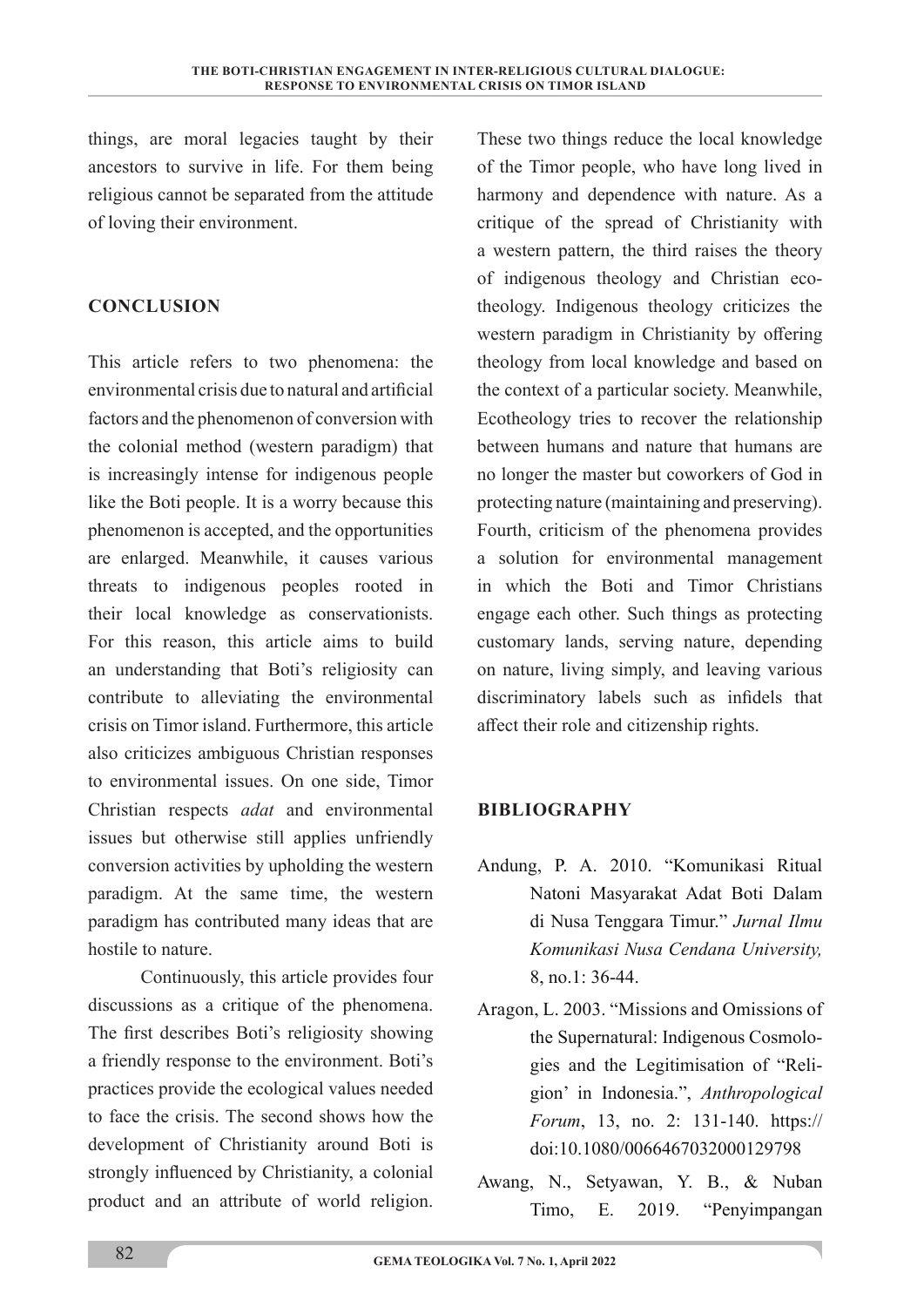things, are moral legacies taught by their ancestors to survive in life. For them being religious cannot be separated from the attitude of loving their environment.

## CONCLUSION

This article refers to two phenomena: the environmental crisis due to natural and artificial factors and the phenomenon of conversion with the colonial method (western paradigm) that is increasingly intense for indigenous people like the Boti people. It is a worry because this phenomenon is accepted, and the opportunities are enlarged. Meanwhile, it causes various threats to indigenous peoples rooted in their local knowledge as conservationists. For this reason, this article aims to build an understanding that Boti's religiosity can contribute to alleviating the environmental crisis on Timor island. Furthermore, this article also criticizes ambiguous Christian responses to environmental issues. On one side, Timor Christian respects *adat* and environmental issues but otherwise still applies unfriendly conversion activities by upholding the western paradigm. At the same time, the western paradigm has contributed many ideas that are hostile to nature.

Continuously, this article provides four discussions as a critique of the phenomena. The first describes Boti's religiosity showing a friendly response to the environment. Boti's practices provide the ecological values needed to face the crisis. The second shows how the development of Christianity around Boti is strongly influenced by Christianity, a colonial product and an attribute of world religion. These two things reduce the local knowledge of the Timor people, who have long lived in harmony and dependence with nature. As a critique of the spread of Christianity with a western pattern, the third raises the theory of indigenous theology and Christian eco-theology. Indigenous theology criticizes the western paradigm in Christianity by offering theology from local knowledge and based on the context of a particular society. Meanwhile, Ecotheology tries to recover the relationship between humans and nature that humans are no longer the master but coworkers of God in protecting nature (maintaining and preserving). Fourth, criticism of the phenomena provides a solution for environmental management in which the Boti and Timor Christians engage each other. Such things as protecting customary lands, serving nature, depending on nature, living simply, and leaving various discriminatory labels such as infidels that affect their role and citizenship rights.

## BIBLIOGRAPHY

Andung, P. A. 2010. "Komunikasi Ritual Natoni Masyarakat Adat Boti Dalam di Nusa Tenggara Timur." *Jurnal Ilmu Komunikasi Nusa Cendana University,* 8, no.1: 36-44.

Aragon, L. 2003. "Missions and Omissions of the Supernatural: Indigenous Cosmologies and the Legitimisation of "Religion' in Indonesia.", *Anthropological Forum*, 13, no. 2: 131-140. https://doi:10.1080/0066467032000129798

Awang, N., Setyawan, Y. B., & Nuban Timo, E. 2019. "Penyimpangan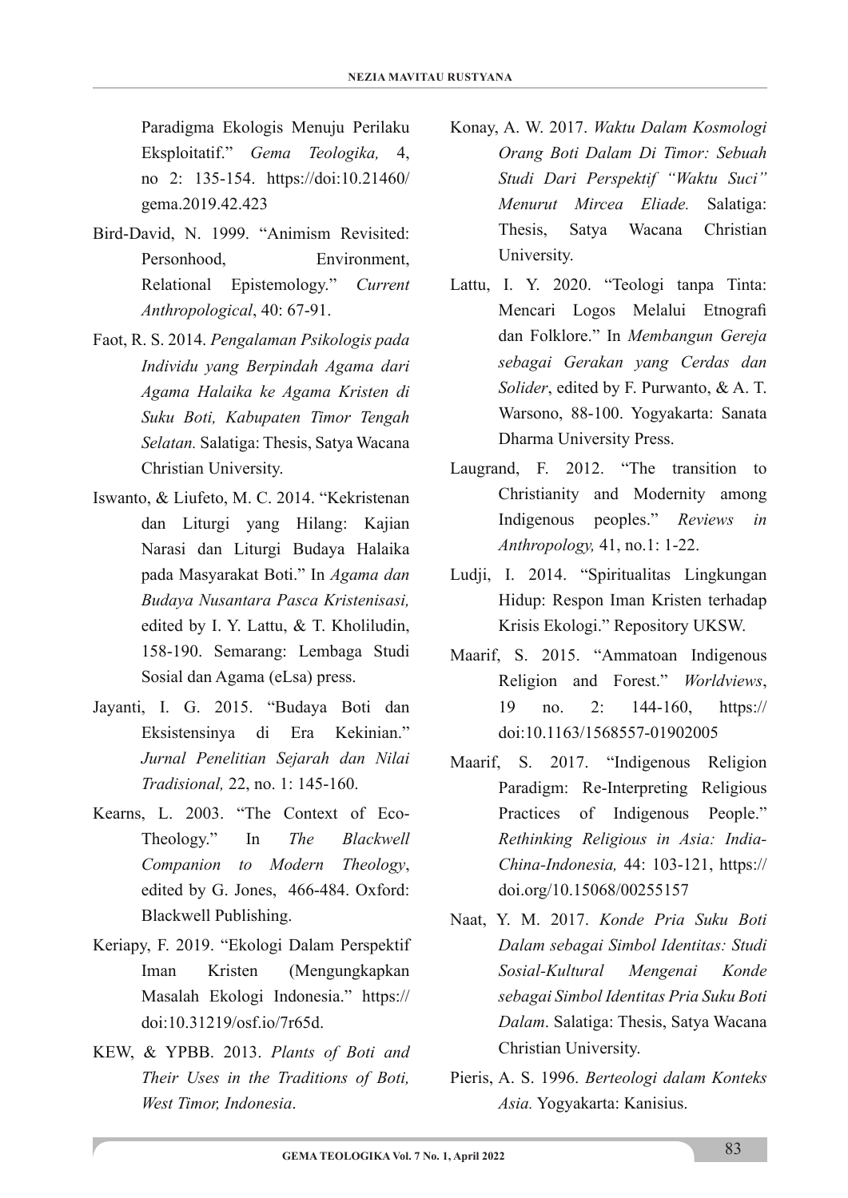Paradigma Ekologis Menuju Perilaku Eksploitatif." *Gema Teologika,* 4, no 2: 135-154. https://doi:10.21460/gema.2019.42.423

Bird-David, N. 1999. "Animism Revisited: Personhood, Environment, Relational Epistemology." *Current Anthropological*, 40: 67-91.

Faot, R. S. 2014. *Pengalaman Psikologis pada Individu yang Berpindah Agama dari Agama Halaika ke Agama Kristen di Suku Boti, Kabupaten Timor Tengah Selatan.* Salatiga: Thesis, Satya Wacana Christian University.

Iswanto, & Liufeto, M. C. 2014. "Kekristenan dan Liturgi yang Hilang: Kajian Narasi dan Liturgi Budaya Halaika pada Masyarakat Boti." In *Agama dan Budaya Nusantara Pasca Kristenisasi,* edited by I. Y. Lattu, & T. Kholiludin, 158-190. Semarang: Lembaga Studi Sosial dan Agama (eLsa) press.

Jayanti, I. G. 2015. "Budaya Boti dan Eksistensinya di Era Kekinian." *Jurnal Penelitian Sejarah dan Nilai Tradisional,* 22, no. 1: 145-160.

Kearns, L. 2003. "The Context of Eco-Theology." In *The Blackwell Companion to Modern Theology*, edited by G. Jones, 466-484. Oxford: Blackwell Publishing.

Keriapy, F. 2019. "Ekologi Dalam Perspektif Iman Kristen (Mengungkapkan Masalah Ekologi Indonesia." https://doi:10.31219/osf.io/7r65d.

KEW, & YPBB. 2013. *Plants of Boti and Their Uses in the Traditions of Boti, West Timor, Indonesia*.

Konay, A. W. 2017. *Waktu Dalam Kosmologi Orang Boti Dalam Di Timor: Sebuah Studi Dari Perspektif "Waktu Suci" Menurut Mircea Eliade.* Salatiga: Thesis, Satya Wacana Christian University.

Lattu, I. Y. 2020. "Teologi tanpa Tinta: Mencari Logos Melalui Etnografi dan Folklore." In *Membangun Gereja sebagai Gerakan yang Cerdas dan Solider*, edited by F. Purwanto, & A. T. Warsono, 88-100. Yogyakarta: Sanata Dharma University Press.

Laugrand, F. 2012. "The transition to Christianity and Modernity among Indigenous peoples." *Reviews in Anthropology,* 41, no.1: 1-22.

Ludji, I. 2014. "Spiritualitas Lingkungan Hidup: Respon Iman Kristen terhadap Krisis Ekologi." Repository UKSW.

Maarif, S. 2015. "Ammatoan Indigenous Religion and Forest." *Worldviews*, 19 no. 2: 144-160, https://doi:10.1163/1568557-01902005

Maarif, S. 2017. "Indigenous Religion Paradigm: Re-Interpreting Religious Practices of Indigenous People." *Rethinking Religious in Asia: India-China-Indonesia,* 44: 103-121, https://doi.org/10.15068/00255157

Naat, Y. M. 2017. *Konde Pria Suku Boti Dalam sebagai Simbol Identitas: Studi Sosial-Kultural Mengenai Konde sebagai Simbol Identitas Pria Suku Boti Dalam*. Salatiga: Thesis, Satya Wacana Christian University.

Pieris, A. S. 1996. *Berteologi dalam Konteks Asia.* Yogyakarta: Kanisius.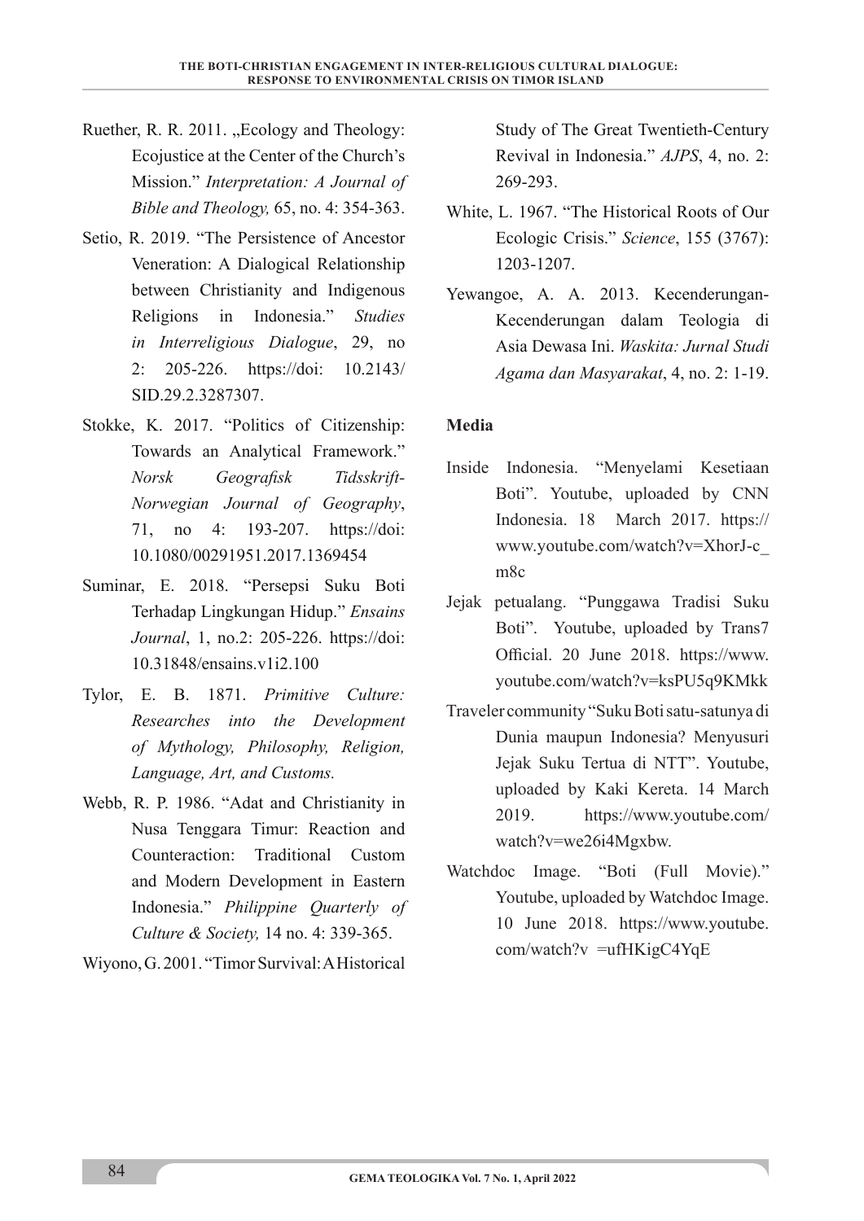Ruether, R. R. 2011. „Ecology and Theology: Ecojustice at the Center of the Church's Mission." *Interpretation: A Journal of Bible and Theology,* 65, no. 4: 354-363.

Setio, R. 2019. "The Persistence of Ancestor Veneration: A Dialogical Relationship between Christianity and Indigenous Religions in Indonesia." *Studies in Interreligious Dialogue*, 29, no 2: 205-226. https://doi: 10.2143/ SID.29.2.3287307.

Stokke, K. 2017. "Politics of Citizenship: Towards an Analytical Framework." *Norsk Geografisk Tidsskrift-Norwegian Journal of Geography*, 71, no 4: 193-207. https://doi: 10.1080/00291951.2017.1369454

Suminar, E. 2018. "Persepsi Suku Boti Terhadap Lingkungan Hidup." *Ensains Journal*, 1, no.2: 205-226. https://doi: 10.31848/ensains.v1i2.100

Tylor, E. B. 1871. *Primitive Culture: Researches into the Development of Mythology, Philosophy, Religion, Language, Art, and Customs.*

Webb, R. P. 1986. "Adat and Christianity in Nusa Tenggara Timur: Reaction and Counteraction: Traditional Custom and Modern Development in Eastern Indonesia." *Philippine Quarterly of Culture & Society,* 14 no. 4: 339-365.

Wiyono, G. 2001. "Timor Survival: A Historical Study of The Great Twentieth-Century Revival in Indonesia." *AJPS*, 4, no. 2: 269-293.

White, L. 1967. "The Historical Roots of Our Ecologic Crisis." *Science*, 155 (3767): 1203-1207.

Yewangoe, A. A. 2013. Kecenderungan-Kecenderungan dalam Teologia di Asia Dewasa Ini. *Waskita: Jurnal Studi Agama dan Masyarakat*, 4, no. 2: 1-19.

## Media

Inside Indonesia. "Menyelami Kesetiaan Boti". Youtube, uploaded by CNN Indonesia. 18 March 2017. https://www.youtube.com/watch?v=XhorJ-c_m8c

Jejak petualang. "Punggawa Tradisi Suku Boti". Youtube, uploaded by Trans7 Official. 20 June 2018. https://www.youtube.com/watch?v=ksPU5q9KMkk

Traveler community "Suku Boti satu-satunya di Dunia maupun Indonesia? Menyusuri Jejak Suku Tertua di NTT". Youtube, uploaded by Kaki Kereta. 14 March 2019. https://www.youtube.com/watch?v=we26i4Mgxbw.

Watchdoc Image. "Boti (Full Movie)." Youtube, uploaded by Watchdoc Image. 10 June 2018. https://www.youtube.com/watch?v =ufHKigC4YqE